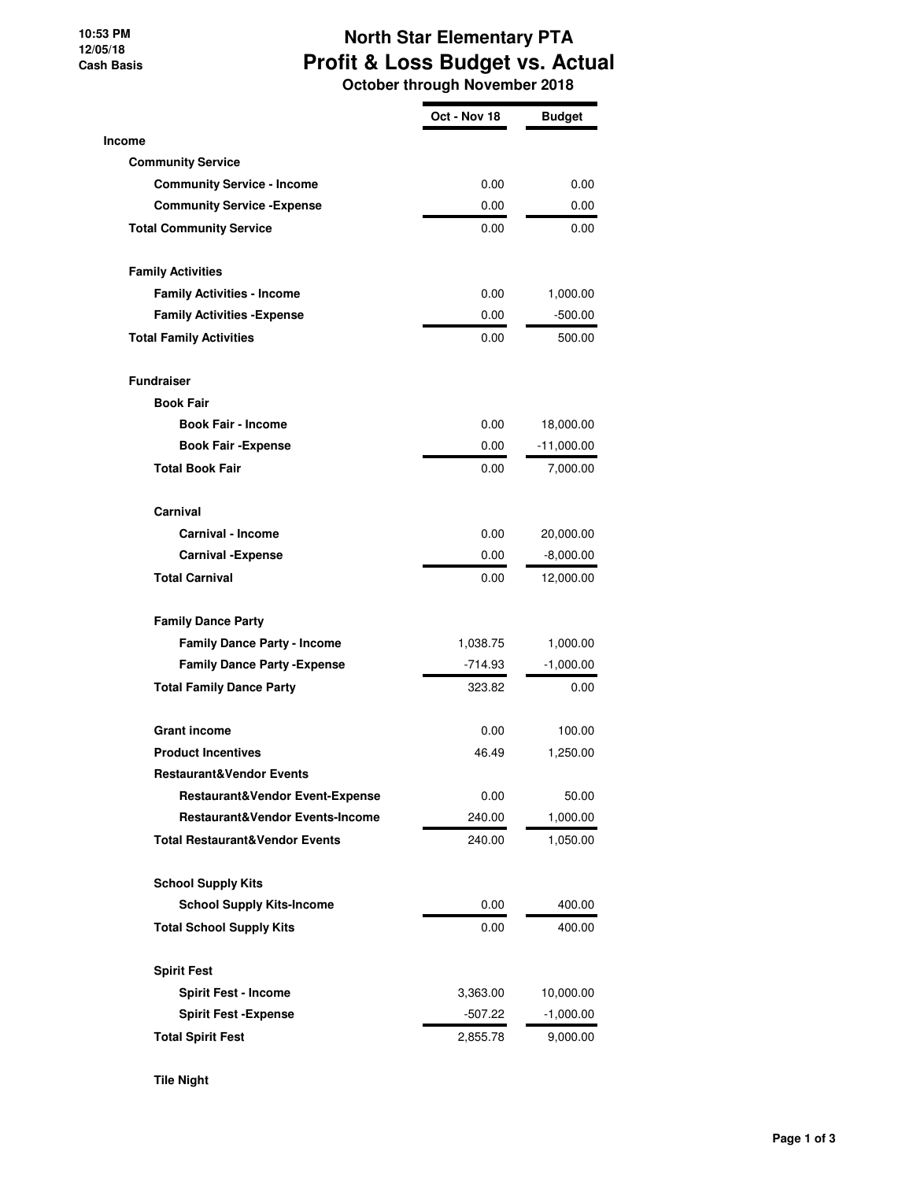10:53 PM
12/05/18
Cash Basis

# North Star Elementary PTA
## Profit & Loss Budget vs. Actual
### October through November 2018

| | Oct - Nov 18 | Budget |
|---|---|---|
| **Income** | | |
| **Community Service** | | |
| **Community Service - Income** | 0.00 | 0.00 |
| **Community Service -Expense** | 0.00 | 0.00 |
| **Total Community Service** | 0.00 | 0.00 |
| **Family Activities** | | |
| **Family Activities - Income** | 0.00 | 1,000.00 |
| **Family Activities -Expense** | 0.00 | -500.00 |
| **Total Family Activities** | 0.00 | 500.00 |
| **Fundraiser** | | |
| **Book Fair** | | |
| **Book Fair - Income** | 0.00 | 18,000.00 |
| **Book Fair -Expense** | 0.00 | -11,000.00 |
| **Total Book Fair** | 0.00 | 7,000.00 |
| **Carnival** | | |
| **Carnival - Income** | 0.00 | 20,000.00 |
| **Carnival -Expense** | 0.00 | -8,000.00 |
| **Total Carnival** | 0.00 | 12,000.00 |
| **Family Dance Party** | | |
| **Family Dance Party - Income** | 1,038.75 | 1,000.00 |
| **Family Dance Party -Expense** | -714.93 | -1,000.00 |
| **Total Family Dance Party** | 323.82 | 0.00 |
| **Grant income** | 0.00 | 100.00 |
| **Product Incentives** | 46.49 | 1,250.00 |
| **Restaurant&Vendor Events** | | |
| **Restaurant&Vendor Event-Expense** | 0.00 | 50.00 |
| **Restaurant&Vendor Events-Income** | 240.00 | 1,000.00 |
| **Total Restaurant&Vendor Events** | 240.00 | 1,050.00 |
| **School Supply Kits** | | |
| **School Supply Kits-Income** | 0.00 | 400.00 |
| **Total School Supply Kits** | 0.00 | 400.00 |
| **Spirit Fest** | | |
| **Spirit Fest - Income** | 3,363.00 | 10,000.00 |
| **Spirit Fest -Expense** | -507.22 | -1,000.00 |
| **Total Spirit Fest** | 2,855.78 | 9,000.00 |
| **Tile Night** | | |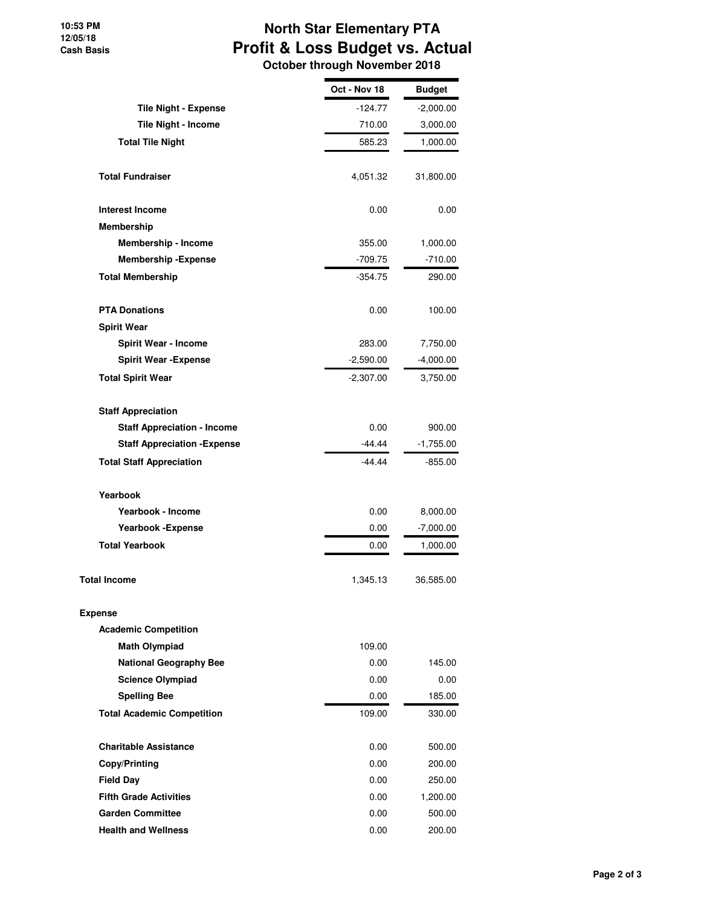# North Star Elementary PTA
## Profit & Loss Budget vs. Actual
### October through November 2018

10:53 PM
12/05/18
Cash Basis

| | Oct - Nov 18 | Budget |
|---|---|---|
| Tile Night - Expense | -124.77 | -2,000.00 |
| Tile Night - Income | 710.00 | 3,000.00 |
| **Total Tile Night** | 585.23 | 1,000.00 |
| **Total Fundraiser** | 4,051.32 | 31,800.00 |
| **Interest Income** | 0.00 | 0.00 |
| **Membership** | | |
| Membership - Income | 355.00 | 1,000.00 |
| Membership -Expense | -709.75 | -710.00 |
| **Total Membership** | -354.75 | 290.00 |
| **PTA Donations** | 0.00 | 100.00 |
| **Spirit Wear** | | |
| Spirit Wear - Income | 283.00 | 7,750.00 |
| Spirit Wear -Expense | -2,590.00 | -4,000.00 |
| **Total Spirit Wear** | -2,307.00 | 3,750.00 |
| **Staff Appreciation** | | |
| Staff Appreciation - Income | 0.00 | 900.00 |
| Staff Appreciation -Expense | -44.44 | -1,755.00 |
| **Total Staff Appreciation** | -44.44 | -855.00 |
| **Yearbook** | | |
| Yearbook - Income | 0.00 | 8,000.00 |
| Yearbook -Expense | 0.00 | -7,000.00 |
| **Total Yearbook** | 0.00 | 1,000.00 |
| **Total Income** | 1,345.13 | 36,585.00 |
| **Expense** | | |
| **Academic Competition** | | |
| Math Olympiad | 109.00 | |
| National Geography Bee | 0.00 | 145.00 |
| Science Olympiad | 0.00 | 0.00 |
| Spelling Bee | 0.00 | 185.00 |
| **Total Academic Competition** | 109.00 | 330.00 |
| **Charitable Assistance** | 0.00 | 500.00 |
| **Copy/Printing** | 0.00 | 200.00 |
| **Field Day** | 0.00 | 250.00 |
| **Fifth Grade Activities** | 0.00 | 1,200.00 |
| **Garden Committee** | 0.00 | 500.00 |
| **Health and Wellness** | 0.00 | 200.00 |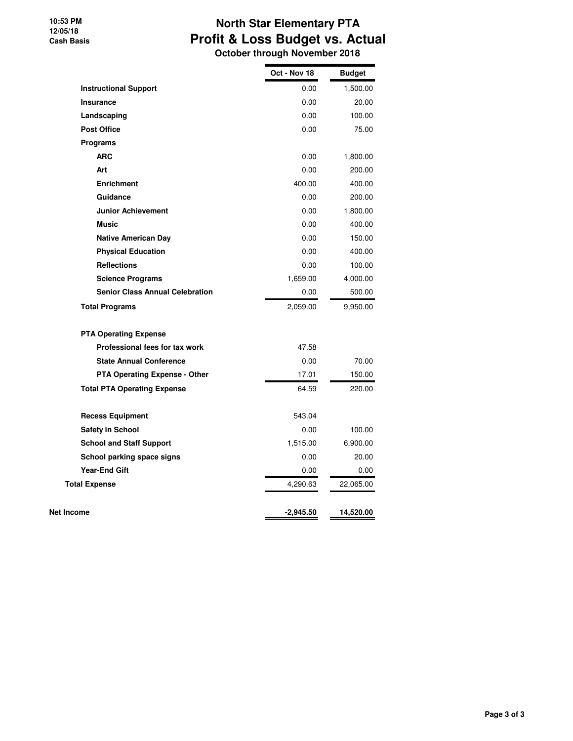10:53 PM
12/05/18
Cash Basis

# North Star Elementary PTA
## Profit & Loss Budget vs. Actual
### October through November 2018

| | Oct - Nov 18 | Budget |
|---|---|---|
| **Instructional Support** | 0.00 | 1,500.00 |
| **Insurance** | 0.00 | 20.00 |
| **Landscaping** | 0.00 | 100.00 |
| **Post Office** | 0.00 | 75.00 |
| **Programs** | | |
| **ARC** | 0.00 | 1,800.00 |
| **Art** | 0.00 | 200.00 |
| **Enrichment** | 400.00 | 400.00 |
| **Guidance** | 0.00 | 200.00 |
| **Junior Achievement** | 0.00 | 1,800.00 |
| **Music** | 0.00 | 400.00 |
| **Native American Day** | 0.00 | 150.00 |
| **Physical Education** | 0.00 | 400.00 |
| **Reflections** | 0.00 | 100.00 |
| **Science Programs** | 1,659.00 | 4,000.00 |
| **Senior Class Annual Celebration** | 0.00 | 500.00 |
| **Total Programs** | 2,059.00 | 9,950.00 |
| **PTA Operating Expense** | | |
| **Professional fees for tax work** | 47.58 | |
| **State Annual Conference** | 0.00 | 70.00 |
| **PTA Operating Expense - Other** | 17.01 | 150.00 |
| **Total PTA Operating Expense** | 64.59 | 220.00 |
| **Recess Equipment** | 543.04 | |
| **Safety in School** | 0.00 | 100.00 |
| **School and Staff Support** | 1,515.00 | 6,900.00 |
| **School parking space signs** | 0.00 | 20.00 |
| **Year-End Gift** | 0.00 | 0.00 |
| **Total Expense** | 4,290.63 | 22,065.00 |
| **Net Income** | **-2,945.50** | **14,520.00** |